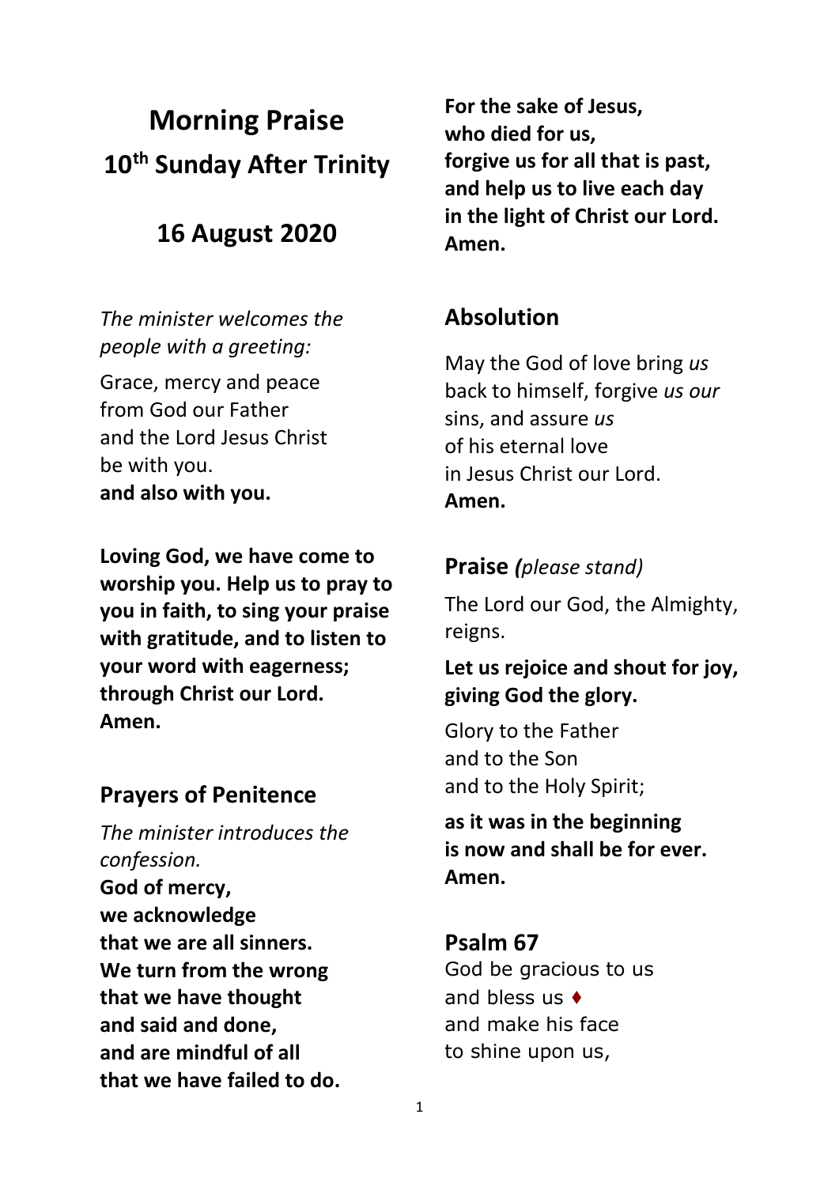# Morning Praise

## 10th Sunday After Trinity

## 16 August 2020

*The minister welcomes the people with a greeting:*

Grace, mercy and peace
from God our Father
and the Lord Jesus Christ
be with you.
**and also with you.**

**Loving God, we have come to worship you. Help us to pray to you in faith, to sing your praise with gratitude, and to listen to your word with eagerness; through Christ our Lord.
Amen.**

## Prayers of Penitence

*The minister introduces the confession.*

**God of mercy,
we acknowledge
that we are all sinners.
We turn from the wrong
that we have thought
and said and done,
and are mindful of all
that we have failed to do.**

**For the sake of Jesus,
who died for us,
forgive us for all that is past,
and help us to live each day
in the light of Christ our Lord.
Amen.**

## Absolution

May the God of love bring *us* back to himself, forgive *us our* sins, and assure *us*
of his eternal love
in Jesus Christ our Lord.
**Amen.**

## Praise *(please stand)*

The Lord our God, the Almighty, reigns.

**Let us rejoice and shout for joy, giving God the glory.**

Glory to the Father
and to the Son
and to the Holy Spirit;

**as it was in the beginning
is now and shall be for ever.
Amen.**

## Psalm 67

God be gracious to us
and bless us ♦
and make his face
to shine upon us,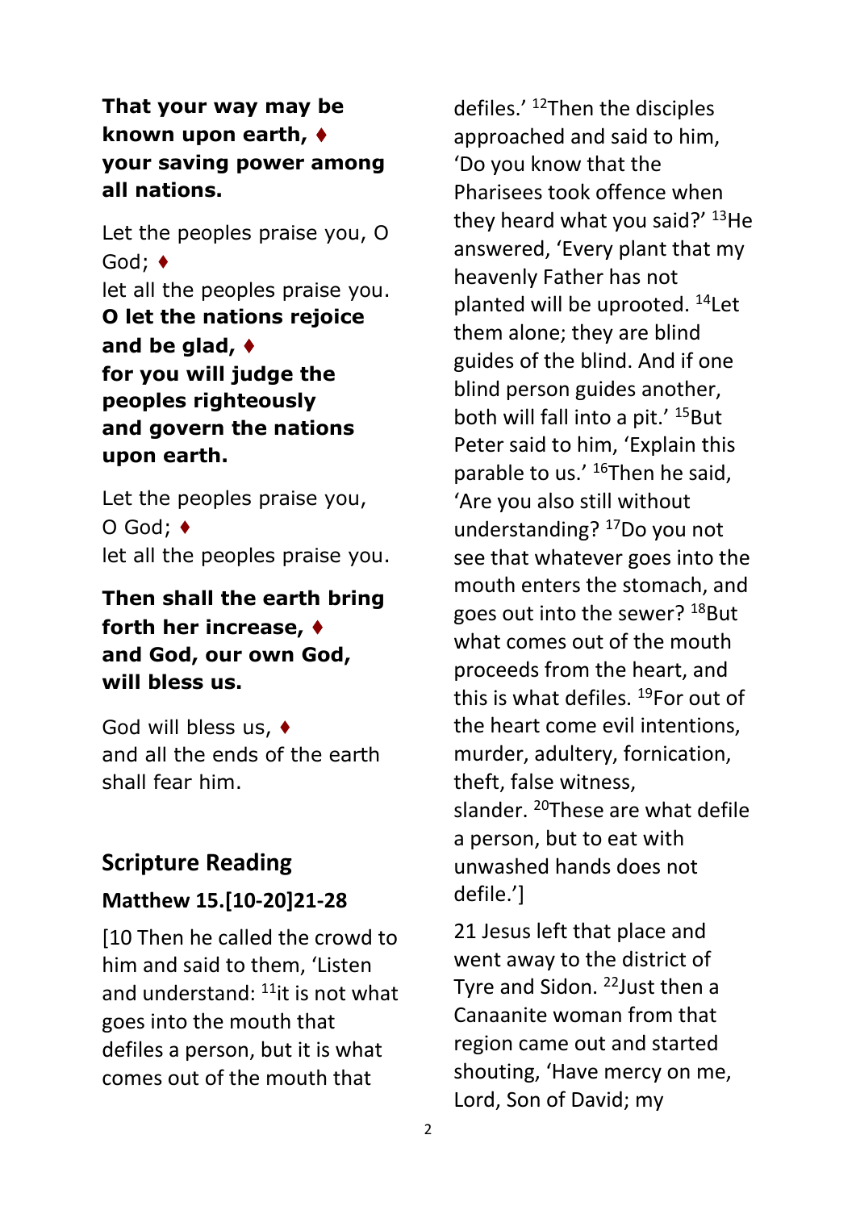**That your way may be known upon earth, ♦**
**your saving power among all nations.**

Let the peoples praise you, O God; ♦
let all the peoples praise you.
**O let the nations rejoice and be glad, ♦**
**for you will judge the peoples righteously**
**and govern the nations upon earth.**

Let the peoples praise you, O God; ♦
let all the peoples praise you.

**Then shall the earth bring forth her increase, ♦**
**and God, our own God, will bless us.**

God will bless us, ♦
and all the ends of the earth shall fear him.

## Scripture Reading

### Matthew 15.[10-20]21-28

[10 Then he called the crowd to him and said to them, 'Listen and understand: [11]it is not what goes into the mouth that defiles a person, but it is what comes out of the mouth that defiles.' [12]Then the disciples approached and said to him, 'Do you know that the Pharisees took offence when they heard what you said?' [13]He answered, 'Every plant that my heavenly Father has not planted will be uprooted. [14]Let them alone; they are blind guides of the blind. And if one blind person guides another, both will fall into a pit.' [15]But Peter said to him, 'Explain this parable to us.' [16]Then he said, 'Are you also still without understanding? [17]Do you not see that whatever goes into the mouth enters the stomach, and goes out into the sewer? [18]But what comes out of the mouth proceeds from the heart, and this is what defiles. [19]For out of the heart come evil intentions, murder, adultery, fornication, theft, false witness, slander. [20]These are what defile a person, but to eat with unwashed hands does not defile.']

21 Jesus left that place and went away to the district of Tyre and Sidon. [22]Just then a Canaanite woman from that region came out and started shouting, 'Have mercy on me, Lord, Son of David; my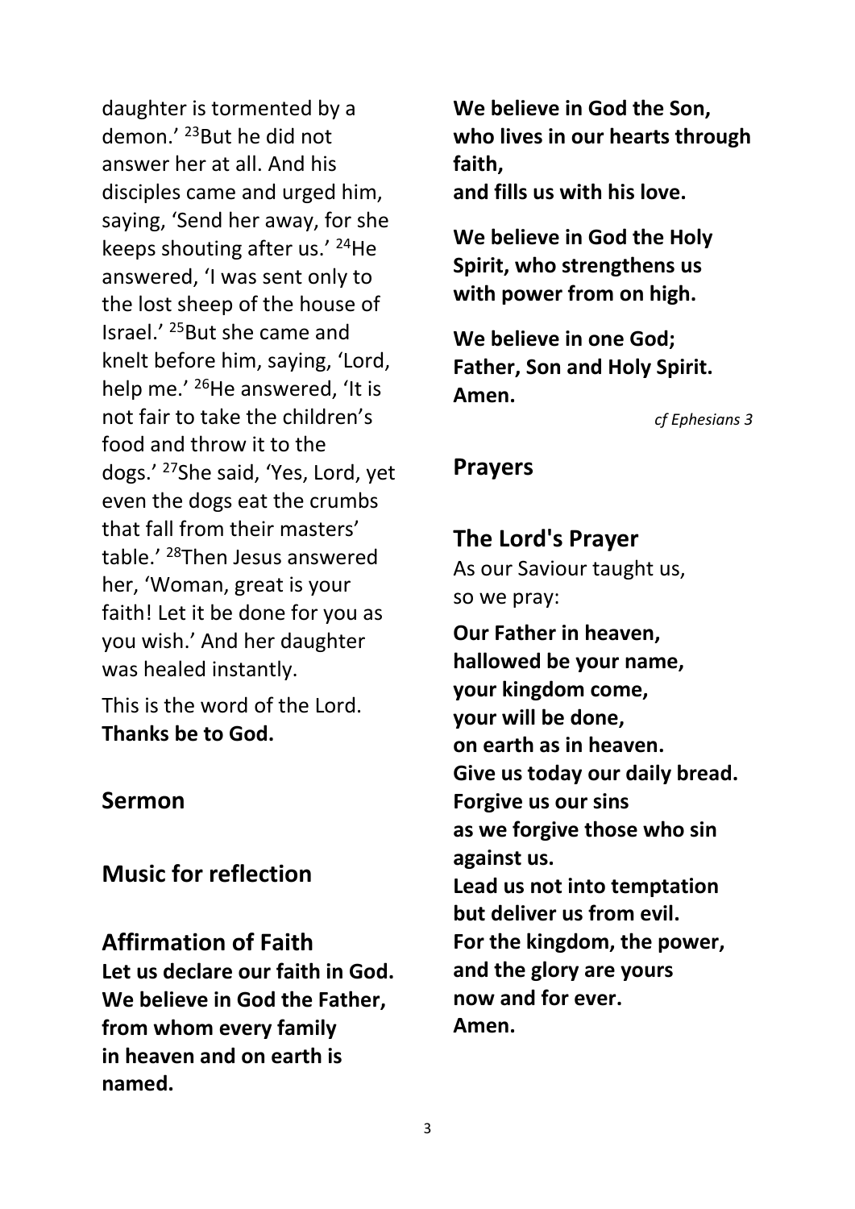daughter is tormented by a demon.' [23]But he did not answer her at all. And his disciples came and urged him, saying, 'Send her away, for she keeps shouting after us.' [24]He answered, 'I was sent only to the lost sheep of the house of Israel.' [25]But she came and knelt before him, saying, 'Lord, help me.' [26]He answered, 'It is not fair to take the children's food and throw it to the dogs.' [27]She said, 'Yes, Lord, yet even the dogs eat the crumbs that fall from their masters' table.' [28]Then Jesus answered her, 'Woman, great is your faith! Let it be done for you as you wish.' And her daughter was healed instantly.

This is the word of the Lord.
**Thanks be to God.**

## Sermon

## Music for reflection

## Affirmation of Faith

**Let us declare our faith in God.**
**We believe in God the Father,**
**from whom every family**
**in heaven and on earth is named.**

**We believe in God the Son,**
**who lives in our hearts through faith,**
**and fills us with his love.**

**We believe in God the Holy Spirit, who strengthens us with power from on high.**

**We believe in one God;**
**Father, Son and Holy Spirit.**
**Amen.**

*cf Ephesians 3*

## Prayers

## The Lord's Prayer

As our Saviour taught us,
so we pray:

**Our Father in heaven,**
**hallowed be your name,**
**your kingdom come,**
**your will be done,**
**on earth as in heaven.**
**Give us today our daily bread.**
**Forgive us our sins**
**as we forgive those who sin against us.**
**Lead us not into temptation**
**but deliver us from evil.**
**For the kingdom, the power,**
**and the glory are yours**
**now and for ever.**
**Amen.**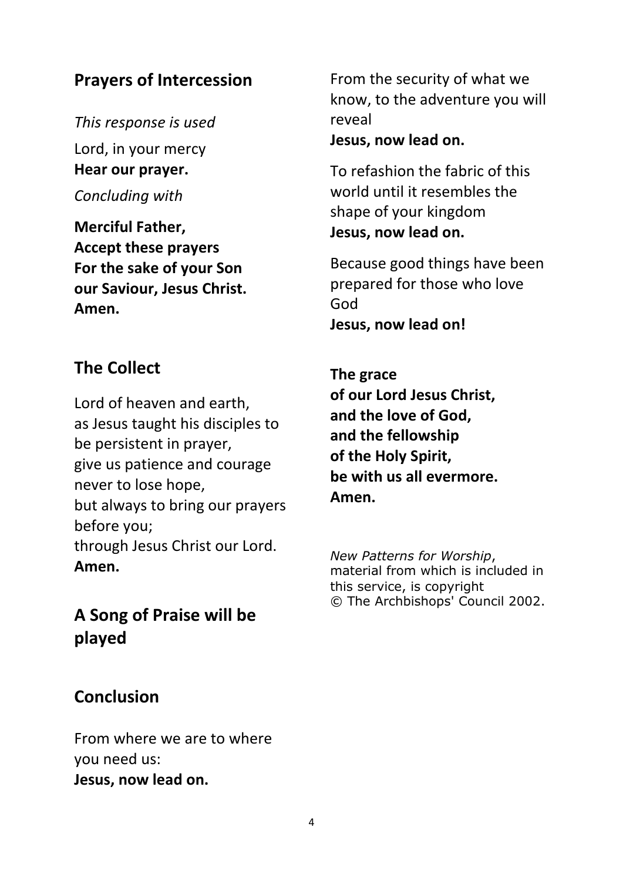## Prayers of Intercession

*This response is used*

Lord, in your mercy
**Hear our prayer.**

*Concluding with*

**Merciful Father,**
**Accept these prayers**
**For the sake of your Son**
**our Saviour, Jesus Christ.**
**Amen.**

## The Collect

Lord of heaven and earth,
as Jesus taught his disciples to be persistent in prayer,
give us patience and courage never to lose hope,
but always to bring our prayers before you;
through Jesus Christ our Lord.
**Amen.**

## A Song of Praise will be played

## Conclusion

From where we are to where you need us:
**Jesus, now lead on.**

From the security of what we know, to the adventure you will reveal
**Jesus, now lead on.**

To refashion the fabric of this world until it resembles the shape of your kingdom
**Jesus, now lead on.**

Because good things have been prepared for those who love God
**Jesus, now lead on!**

**The grace**
**of our Lord Jesus Christ,**
**and the love of God,**
**and the fellowship**
**of the Holy Spirit,**
**be with us all evermore.**
**Amen.**

*New Patterns for Worship*, material from which is included in this service, is copyright © The Archbishops' Council 2002.